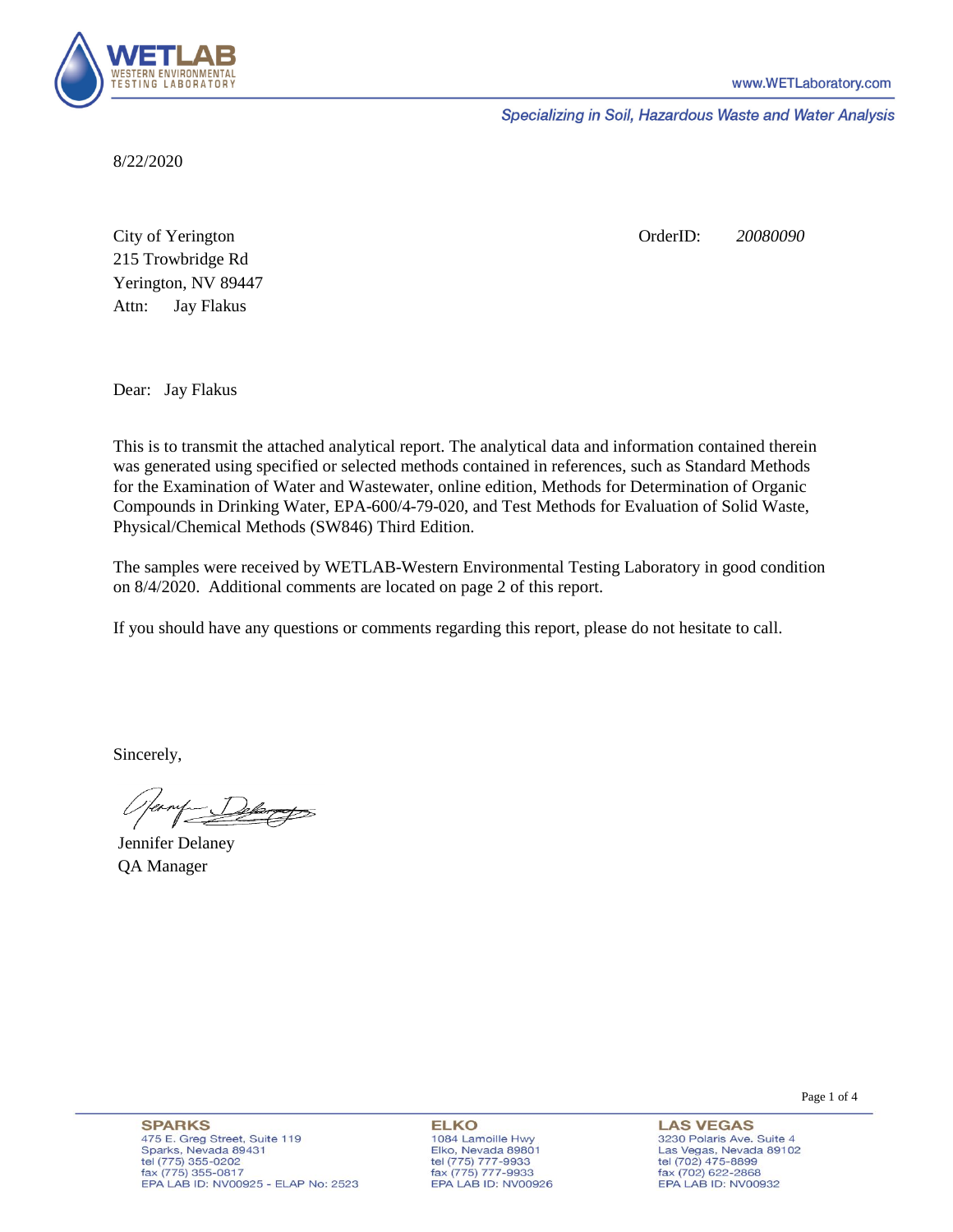WETLAB
WESTERN ENVIRONMENTAL TESTING LABORATORY

www.WETLaboratory.com

*Specializing in Soil, Hazardous Waste and Water Analysis*

8/22/2020

City of Yerington
215 Trowbridge Rd
Yerington, NV 89447
Attn: Jay Flakus

OrderID: *20080090*

Dear: Jay Flakus

This is to transmit the attached analytical report. The analytical data and information contained therein was generated using specified or selected methods contained in references, such as Standard Methods for the Examination of Water and Wastewater, online edition, Methods for Determination of Organic Compounds in Drinking Water, EPA-600/4-79-020, and Test Methods for Evaluation of Solid Waste, Physical/Chemical Methods (SW846) Third Edition.

The samples were received by WETLAB-Western Environmental Testing Laboratory in good condition on 8/4/2020. Additional comments are located on page 2 of this report.

If you should have any questions or comments regarding this report, please do not hesitate to call.

Sincerely,

Jennifer Delaney
QA Manager

**SPARKS**
475 E. Greg Street, Suite 119
Sparks, Nevada 89431
tel (775) 355-0202
fax (775) 355-0817
EPA LAB ID: NV00925 - ELAP No: 2523

**ELKO**
1084 Lamoille Hwy
Elko, Nevada 89801
tel (775) 777-9933
fax (775) 777-9933
EPA LAB ID: NV00926

**LAS VEGAS**
3230 Polaris Ave. Suite 4
Las Vegas, Nevada 89102
tel (702) 475-8899
fax (702) 622-2868
EPA LAB ID: NV00932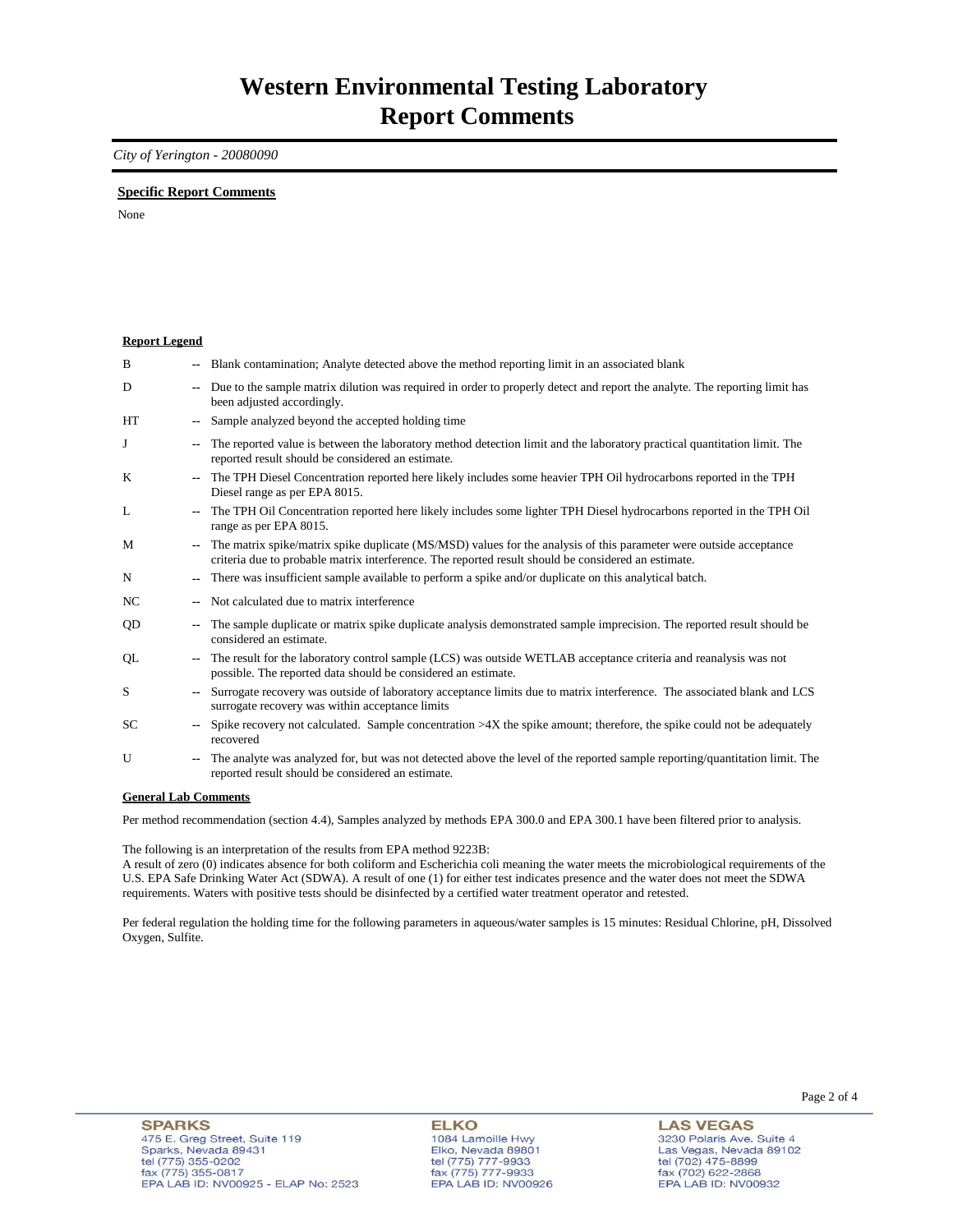# Western Environmental Testing Laboratory
# Report Comments

*City of Yerington - 20080090*

**Specific Report Comments**

None

**Report Legend**

| | | |
|---|---|---|
| B | -- | Blank contamination; Analyte detected above the method reporting limit in an associated blank |
| D | -- | Due to the sample matrix dilution was required in order to properly detect and report the analyte. The reporting limit has been adjusted accordingly. |
| HT | -- | Sample analyzed beyond the accepted holding time |
| J | -- | The reported value is between the laboratory method detection limit and the laboratory practical quantitation limit. The reported result should be considered an estimate. |
| K | -- | The TPH Diesel Concentration reported here likely includes some heavier TPH Oil hydrocarbons reported in the TPH Diesel range as per EPA 8015. |
| L | -- | The TPH Oil Concentration reported here likely includes some lighter TPH Diesel hydrocarbons reported in the TPH Oil range as per EPA 8015. |
| M | -- | The matrix spike/matrix spike duplicate (MS/MSD) values for the analysis of this parameter were outside acceptance criteria due to probable matrix interference. The reported result should be considered an estimate. |
| N | -- | There was insufficient sample available to perform a spike and/or duplicate on this analytical batch. |
| NC | -- | Not calculated due to matrix interference |
| QD | -- | The sample duplicate or matrix spike duplicate analysis demonstrated sample imprecision. The reported result should be considered an estimate. |
| QL | -- | The result for the laboratory control sample (LCS) was outside WETLAB acceptance criteria and reanalysis was not possible. The reported data should be considered an estimate. |
| S | -- | Surrogate recovery was outside of laboratory acceptance limits due to matrix interference. The associated blank and LCS surrogate recovery was within acceptance limits |
| SC | -- | Spike recovery not calculated. Sample concentration >4X the spike amount; therefore, the spike could not be adequately recovered |
| U | -- | The analyte was analyzed for, but was not detected above the level of the reported sample reporting/quantitation limit. The reported result should be considered an estimate. |

**General Lab Comments**

Per method recommendation (section 4.4), Samples analyzed by methods EPA 300.0 and EPA 300.1 have been filtered prior to analysis.

The following is an interpretation of the results from EPA method 9223B:
A result of zero (0) indicates absence for both coliform and Escherichia coli meaning the water meets the microbiological requirements of the U.S. EPA Safe Drinking Water Act (SDWA). A result of one (1) for either test indicates presence and the water does not meet the SDWA requirements. Waters with positive tests should be disinfected by a certified water treatment operator and retested.

Per federal regulation the holding time for the following parameters in aqueous/water samples is 15 minutes: Residual Chlorine, pH, Dissolved Oxygen, Sulfite.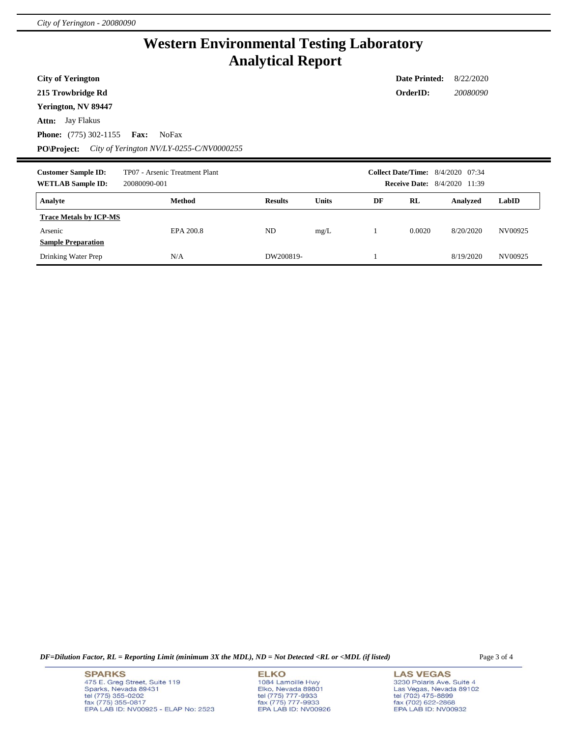# Western Environmental Testing Laboratory
# Analytical Report

**City of Yerington**
**215 Trowbridge Rd**
**Yerington, NV 89447**
**Attn:** Jay Flakus
**Phone:** (775) 302-1155 **Fax:** NoFax
**PO\Project:** *City of Yerington NV/LY-0255-C/NV0000255*

**Date Printed:** 8/22/2020
**OrderID:** *20080090*

**Customer Sample ID:** TP07 - Arsenic Treatment Plant
**WETLAB Sample ID:** 20080090-001
**Collect Date/Time:** 8/4/2020 07:34
**Receive Date:** 8/4/2020 11:39

| Analyte | Method | Results | Units | DF | RL | Analyzed | LabID |
|---|---|---|---|---|---|---|---|
| **Trace Metals by ICP-MS** | | | | | | | |
| Arsenic | EPA 200.8 | ND | mg/L | 1 | 0.0020 | 8/20/2020 | NV00925 |
| **Sample Preparation** | | | | | | | |
| Drinking Water Prep | N/A | DW200819- | | 1 | | 8/19/2020 | NV00925 |

*DF=Dilution Factor, RL = Reporting Limit (minimum 3X the MDL), ND = Not Detected <RL or <MDL (if listed)*

**SPARKS**
475 E. Greg Street, Suite 119
Sparks, Nevada 89431
tel (775) 355-0202
fax (775) 355-0817
EPA LAB ID: NV00925 - ELAP No: 2523

**ELKO**
1084 Lamoille Hwy
Elko, Nevada 89801
tel (775) 777-9933
fax (775) 777-9933
EPA LAB ID: NV00926

**LAS VEGAS**
3230 Polaris Ave. Suite 4
Las Vegas, Nevada 89102
tel (702) 475-8899
fax (702) 622-2868
EPA LAB ID: NV00932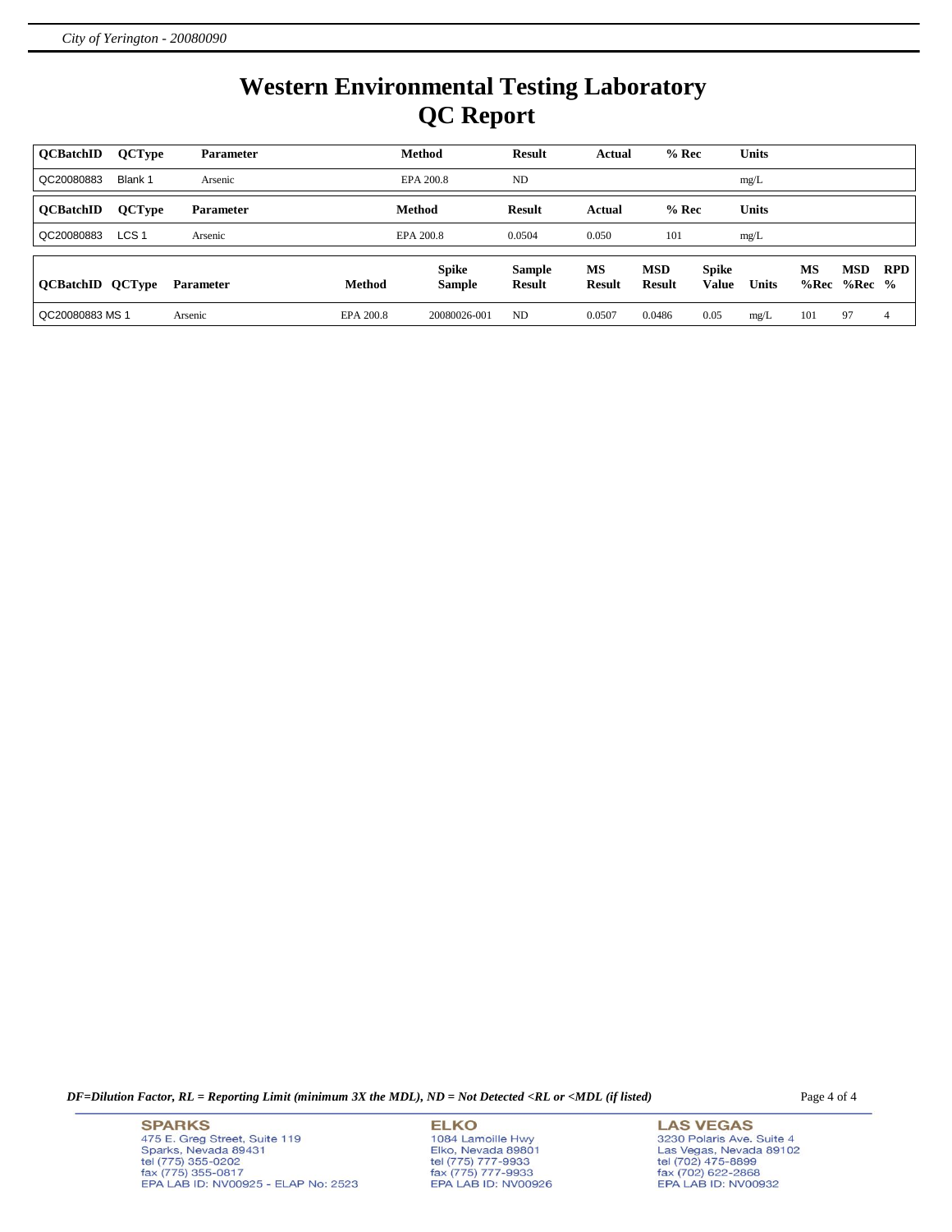# Western Environmental Testing Laboratory
# QC Report

| QCBatchID | QCType | Parameter | Method | Result | Actual | % Rec | Units |
|---|---|---|---|---|---|---|---|
| QC20080883 | Blank 1 | Arsenic | EPA 200.8 | ND | | | mg/L |

| QCBatchID | QCType | Parameter | Method | Result | Actual | % Rec | Units |
|---|---|---|---|---|---|---|---|
| QC20080883 | LCS 1 | Arsenic | EPA 200.8 | 0.0504 | 0.050 | 101 | mg/L |

| QCBatchID | QCType | Parameter | Method | Spike Sample | Sample Result | MS Result | MSD Result | Spike Value | Units | MS %Rec | MSD %Rec | RPD % |
|---|---|---|---|---|---|---|---|---|---|---|---|---|
| QC20080883 | MS 1 | Arsenic | EPA 200.8 | 20080026-001 | ND | 0.0507 | 0.0486 | 0.05 | mg/L | 101 | 97 | 4 |

*DF=Dilution Factor, RL = Reporting Limit (minimum 3X the MDL), ND = Not Detected <RL or <MDL (if listed)*

**SPARKS**
475 E. Greg Street, Suite 119
Sparks, Nevada 89431
tel (775) 355-0202
fax (775) 355-0817
EPA LAB ID: NV00925 - ELAP No: 2523

**ELKO**
1084 Lamoille Hwy
Elko, Nevada 89801
tel (775) 777-9933
fax (775) 777-9933
EPA LAB ID: NV00926

**LAS VEGAS**
3230 Polaris Ave. Suite 4
Las Vegas, Nevada 89102
tel (702) 475-8899
fax (702) 622-2868
EPA LAB ID: NV00932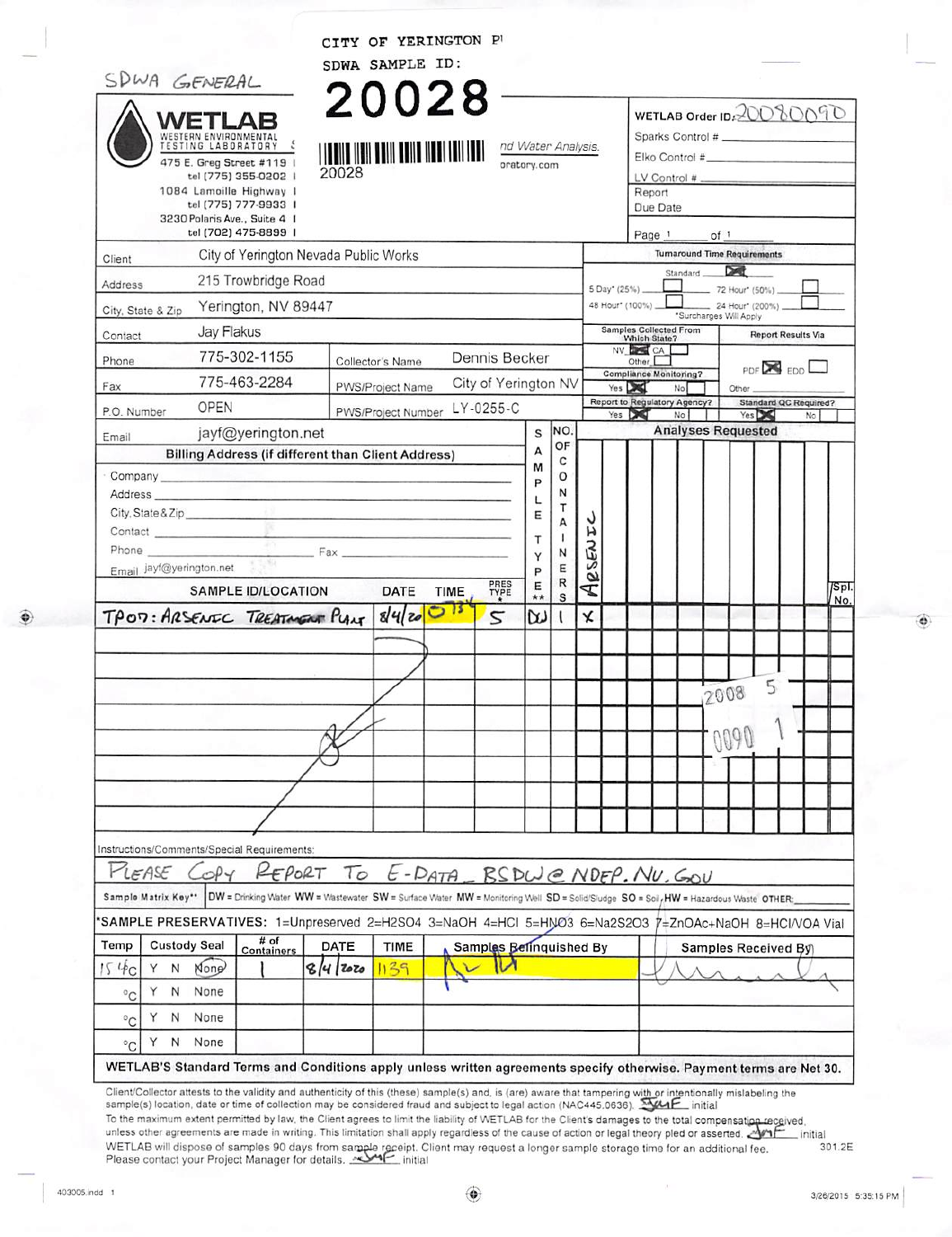SDWA GENERAL

CITY OF YERINGTON P

SDWA SAMPLE ID:

# 20028

20028

**WETLAB**
WESTERN ENVIRONMENTAL TESTING LABORATORY

475 E. Greg Street #119 | tel (775) 355-0202 |
1084 Lamoille Highway | tel (775) 777-9933 |
3230 Polaris Ave., Suite 4 | tel (702) 475-8899 |

nd Water Analysis.
oratory.com

| | |
|---|---|
| WETLAB Order ID: | 20080090 |
| Sparks Control # | |
| Elko Control # | |
| LV Control # | |
| Report Due Date | |
| Page | 1 of 1 |

| | | | |
|---|---|---|---|
| Client | City of Yerington Nevada Public Works | | |
| Address | 215 Trowbridge Road | | |
| City, State & Zip | Yerington, NV 89447 | | |
| Contact | Jay Flakus | | |
| Phone | 775-302-1155 | Collector's Name | Dennis Becker |
| Fax | 775-463-2284 | PWS/Project Name | City of Yerington NV |
| P.O. Number | OPEN | PWS/Project Number | LY-0255-C |
| Email | jayf@yerington.net | | |

**Turnaround Time Requirements**
Standard [X]
5 Day* (25%) [ ] 72 Hour* (50%) [ ]
48 Hour* (100%) [ ] 24 Hour* (200%) [ ]
*Surcharges Will Apply

**Samples Collected From Which State?** NV [X] CA [ ] Other [ ]
**Compliance Monitoring?** Yes [X] No [ ]
**Report to Regulatory Agency?** Yes [X] No [ ]
**Report Results Via** PDF [X] EDD [ ] Other
**Standard QC Required?** Yes [X] No [ ]

**Billing Address (if different than Client Address)**
Company
Address
City, State & Zip
Contact
Phone Fax
Email jayf@yerington.net

**Analyses Requested**

| SAMPLE ID/LOCATION | DATE | TIME | PRES TYPE* | SAMPLE TYPE** | NO. OF CONTAINERS | ARSENIC | Spl. No. |
|---|---|---|---|---|---|---|---|
| TP07: ARSENIC TREATMENT PLANT | 8/4/20 | 0734 | 5 | DW | 1 | X | |

2008 5
0090 1

Instructions/Comments/Special Requirements:

PLEASE COPY REPORT TO E-DATA_BSDW@NDEP.NV.GOV

**Sample Matrix Key**** DW = Drinking Water WW = Wastewater SW = Surface Water MW = Monitoring Well SD = Solid/Sludge SO = Soil HW = Hazardous Waste OTHER:

***SAMPLE PRESERVATIVES:** 1=Unpreserved 2=H2SO4 3=NaOH 4=HCl 5=HNO3 6=Na2S2O3 7=ZnOAc+NaOH 8=HCl/VOA Vial

| Temp | Custody Seal | # of Containers | DATE | TIME | Samples Relinquished By | Samples Received By |
|---|---|---|---|---|---|---|
| 15.4 °C | Y N None | 1 | 8/4/2020 | 1139 | [signature] | [signature] |
| °C | Y N None | | | | | |
| °C | Y N None | | | | | |
| °C | Y N None | | | | | |

**WETLAB'S Standard Terms and Conditions apply unless written agreements specify otherwise. Payment terms are Net 30.**

Client/Collector attests to the validity and authenticity of this (these) sample(s) and, is (are) aware that tampering with or intentionally mislabeling the sample(s) location, date or time of collection may be considered fraud and subject to legal action (NAC445.0636). SMF initial

To the maximum extent permitted by law, the Client agrees to limit the liability of WETLAB for the Client's damages to the total compensation received, unless other agreements are made in writing. This limitation shall apply regardless of the cause of action or legal theory pled or asserted. SMF initial

WETLAB will dispose of samples 90 days from sample receipt. Client may request a longer sample storage time for an additional fee. Please contact your Project Manager for details. SMF initial

301.2E